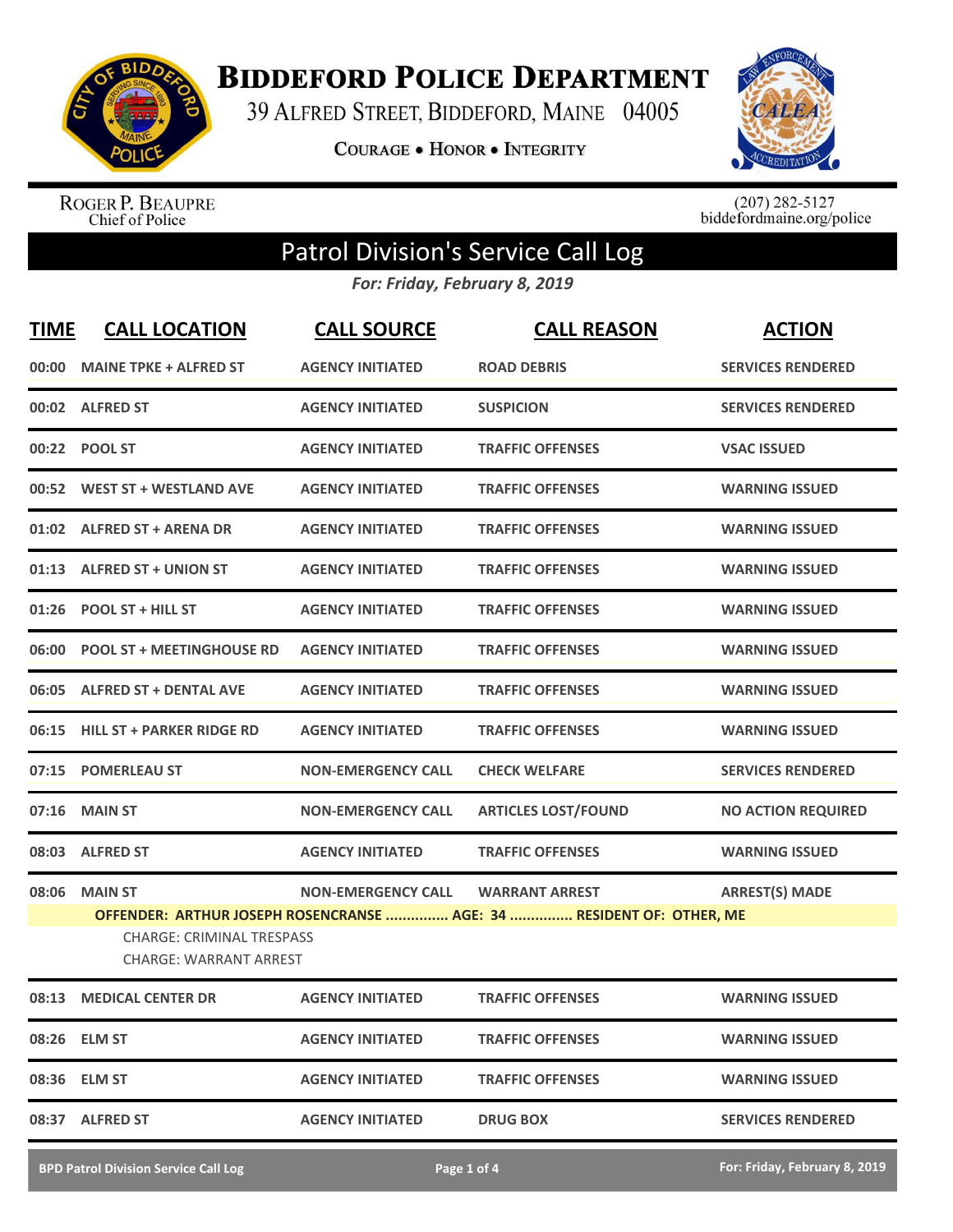# Biddeford Police Department

39 Alfred Street, Biddeford, Maine 04005

**Courage • Honor • Integrity**

Roger P. Beaupre
Chief of Police

(207) 282-5127
biddefordmaine.org/police

## Patrol Division's Service Call Log

*For: Friday, February 8, 2019*

| TIME | CALL LOCATION | CALL SOURCE | CALL REASON | ACTION |
|---|---|---|---|---|
| 00:00 | MAINE TPKE + ALFRED ST | AGENCY INITIATED | ROAD DEBRIS | SERVICES RENDERED |
| 00:02 | ALFRED ST | AGENCY INITIATED | SUSPICION | SERVICES RENDERED |
| 00:22 | POOL ST | AGENCY INITIATED | TRAFFIC OFFENSES | VSAC ISSUED |
| 00:52 | WEST ST + WESTLAND AVE | AGENCY INITIATED | TRAFFIC OFFENSES | WARNING ISSUED |
| 01:02 | ALFRED ST + ARENA DR | AGENCY INITIATED | TRAFFIC OFFENSES | WARNING ISSUED |
| 01:13 | ALFRED ST + UNION ST | AGENCY INITIATED | TRAFFIC OFFENSES | WARNING ISSUED |
| 01:26 | POOL ST + HILL ST | AGENCY INITIATED | TRAFFIC OFFENSES | WARNING ISSUED |
| 06:00 | POOL ST + MEETINGHOUSE RD | AGENCY INITIATED | TRAFFIC OFFENSES | WARNING ISSUED |
| 06:05 | ALFRED ST + DENTAL AVE | AGENCY INITIATED | TRAFFIC OFFENSES | WARNING ISSUED |
| 06:15 | HILL ST + PARKER RIDGE RD | AGENCY INITIATED | TRAFFIC OFFENSES | WARNING ISSUED |
| 07:15 | POMERLEAU ST | NON-EMERGENCY CALL | CHECK WELFARE | SERVICES RENDERED |
| 07:16 | MAIN ST | NON-EMERGENCY CALL | ARTICLES LOST/FOUND | NO ACTION REQUIRED |
| 08:03 | ALFRED ST | AGENCY INITIATED | TRAFFIC OFFENSES | WARNING ISSUED |
| 08:06 | MAIN ST | NON-EMERGENCY CALL | WARRANT ARREST | ARREST(S) MADE |
| | **OFFENDER: ARTHUR JOSEPH ROSENCRANSE ............... AGE: 34 ............... RESIDENT OF: OTHER, ME** <br> CHARGE: CRIMINAL TRESPASS <br> CHARGE: WARRANT ARREST | | | |
| 08:13 | MEDICAL CENTER DR | AGENCY INITIATED | TRAFFIC OFFENSES | WARNING ISSUED |
| 08:26 | ELM ST | AGENCY INITIATED | TRAFFIC OFFENSES | WARNING ISSUED |
| 08:36 | ELM ST | AGENCY INITIATED | TRAFFIC OFFENSES | WARNING ISSUED |
| 08:37 | ALFRED ST | AGENCY INITIATED | DRUG BOX | SERVICES RENDERED |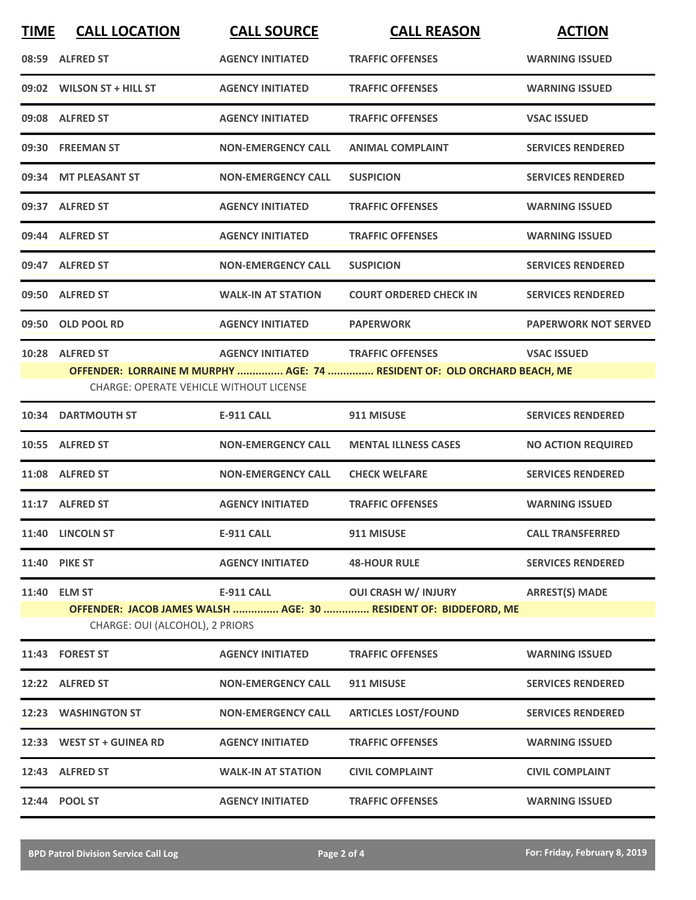| TIME | CALL LOCATION | CALL SOURCE | CALL REASON | ACTION |
| --- | --- | --- | --- | --- |
| 08:59 | ALFRED ST | AGENCY INITIATED | TRAFFIC OFFENSES | WARNING ISSUED |
| 09:02 | WILSON ST + HILL ST | AGENCY INITIATED | TRAFFIC OFFENSES | WARNING ISSUED |
| 09:08 | ALFRED ST | AGENCY INITIATED | TRAFFIC OFFENSES | VSAC ISSUED |
| 09:30 | FREEMAN ST | NON-EMERGENCY CALL | ANIMAL COMPLAINT | SERVICES RENDERED |
| 09:34 | MT PLEASANT ST | NON-EMERGENCY CALL | SUSPICION | SERVICES RENDERED |
| 09:37 | ALFRED ST | AGENCY INITIATED | TRAFFIC OFFENSES | WARNING ISSUED |
| 09:44 | ALFRED ST | AGENCY INITIATED | TRAFFIC OFFENSES | WARNING ISSUED |
| 09:47 | ALFRED ST | NON-EMERGENCY CALL | SUSPICION | SERVICES RENDERED |
| 09:50 | ALFRED ST | WALK-IN AT STATION | COURT ORDERED CHECK IN | SERVICES RENDERED |
| 09:50 | OLD POOL RD | AGENCY INITIATED | PAPERWORK | PAPERWORK NOT SERVED |
| 10:28 | ALFRED ST | AGENCY INITIATED | TRAFFIC OFFENSES | VSAC ISSUED |
| | **OFFENDER: LORRAINE M MURPHY ............... AGE: 74 ............... RESIDENT OF: OLD ORCHARD BEACH, ME** | | | |
| | CHARGE: OPERATE VEHICLE WITHOUT LICENSE | | | |
| 10:34 | DARTMOUTH ST | E-911 CALL | 911 MISUSE | SERVICES RENDERED |
| 10:55 | ALFRED ST | NON-EMERGENCY CALL | MENTAL ILLNESS CASES | NO ACTION REQUIRED |
| 11:08 | ALFRED ST | NON-EMERGENCY CALL | CHECK WELFARE | SERVICES RENDERED |
| 11:17 | ALFRED ST | AGENCY INITIATED | TRAFFIC OFFENSES | WARNING ISSUED |
| 11:40 | LINCOLN ST | E-911 CALL | 911 MISUSE | CALL TRANSFERRED |
| 11:40 | PIKE ST | AGENCY INITIATED | 48-HOUR RULE | SERVICES RENDERED |
| 11:40 | ELM ST | E-911 CALL | OUI CRASH W/ INJURY | ARREST(S) MADE |
| | **OFFENDER: JACOB JAMES WALSH ............... AGE: 30 ............... RESIDENT OF: BIDDEFORD, ME** | | | |
| | CHARGE: OUI (ALCOHOL), 2 PRIORS | | | |
| 11:43 | FOREST ST | AGENCY INITIATED | TRAFFIC OFFENSES | WARNING ISSUED |
| 12:22 | ALFRED ST | NON-EMERGENCY CALL | 911 MISUSE | SERVICES RENDERED |
| 12:23 | WASHINGTON ST | NON-EMERGENCY CALL | ARTICLES LOST/FOUND | SERVICES RENDERED |
| 12:33 | WEST ST + GUINEA RD | AGENCY INITIATED | TRAFFIC OFFENSES | WARNING ISSUED |
| 12:43 | ALFRED ST | WALK-IN AT STATION | CIVIL COMPLAINT | CIVIL COMPLAINT |
| 12:44 | POOL ST | AGENCY INITIATED | TRAFFIC OFFENSES | WARNING ISSUED |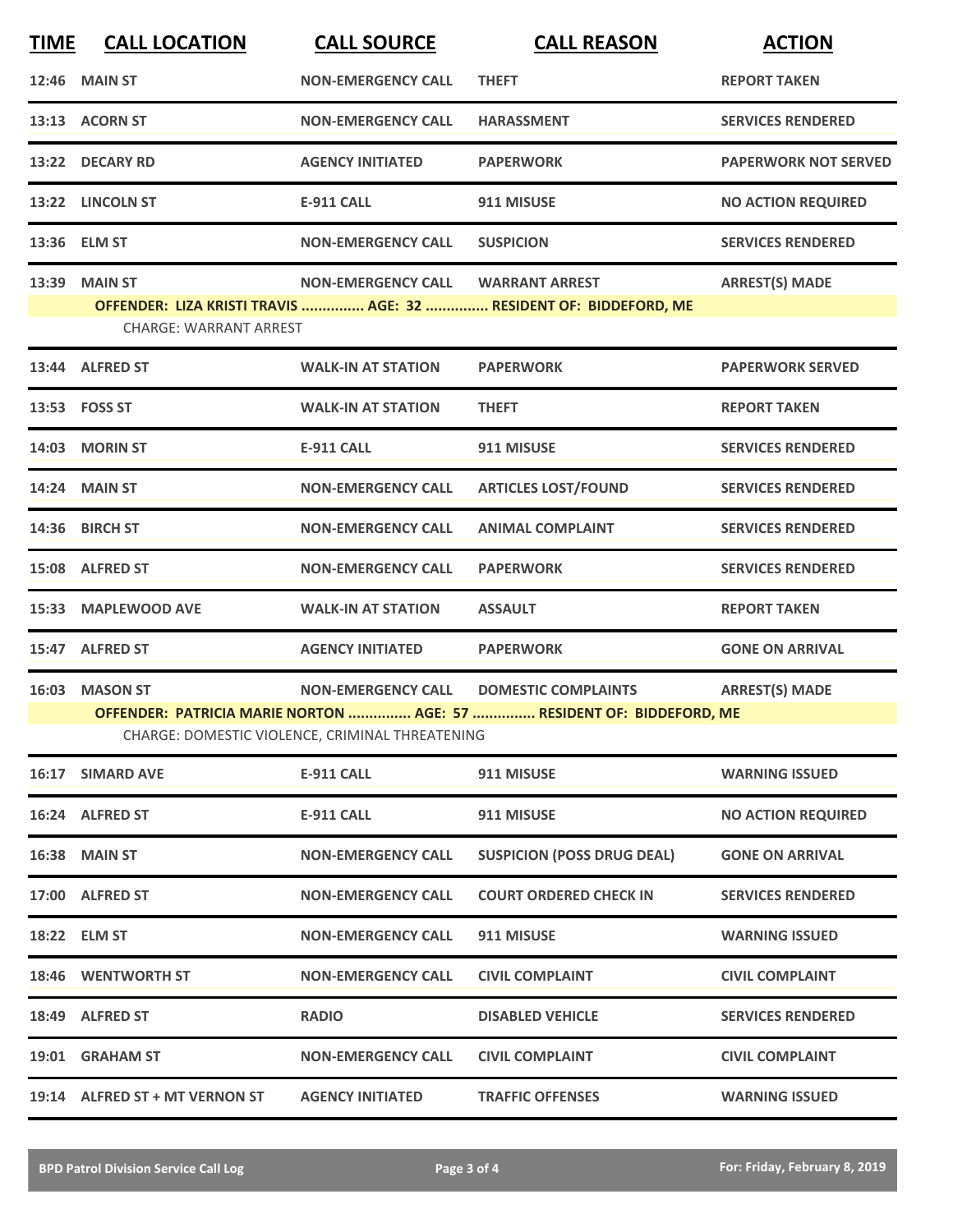| TIME | CALL LOCATION | CALL SOURCE | CALL REASON | ACTION |
|---|---|---|---|---|
| 12:46 | MAIN ST | NON-EMERGENCY CALL | THEFT | REPORT TAKEN |
| 13:13 | ACORN ST | NON-EMERGENCY CALL | HARASSMENT | SERVICES RENDERED |
| 13:22 | DECARY RD | AGENCY INITIATED | PAPERWORK | PAPERWORK NOT SERVED |
| 13:22 | LINCOLN ST | E-911 CALL | 911 MISUSE | NO ACTION REQUIRED |
| 13:36 | ELM ST | NON-EMERGENCY CALL | SUSPICION | SERVICES RENDERED |
| 13:39 | MAIN ST | NON-EMERGENCY CALL | WARRANT ARREST | ARREST(S) MADE |
| | OFFENDER: LIZA KRISTI TRAVIS ............... AGE: 32 ............... RESIDENT OF: BIDDEFORD, ME | | | |
| | CHARGE: WARRANT ARREST | | | |
| 13:44 | ALFRED ST | WALK-IN AT STATION | PAPERWORK | PAPERWORK SERVED |
| 13:53 | FOSS ST | WALK-IN AT STATION | THEFT | REPORT TAKEN |
| 14:03 | MORIN ST | E-911 CALL | 911 MISUSE | SERVICES RENDERED |
| 14:24 | MAIN ST | NON-EMERGENCY CALL | ARTICLES LOST/FOUND | SERVICES RENDERED |
| 14:36 | BIRCH ST | NON-EMERGENCY CALL | ANIMAL COMPLAINT | SERVICES RENDERED |
| 15:08 | ALFRED ST | NON-EMERGENCY CALL | PAPERWORK | SERVICES RENDERED |
| 15:33 | MAPLEWOOD AVE | WALK-IN AT STATION | ASSAULT | REPORT TAKEN |
| 15:47 | ALFRED ST | AGENCY INITIATED | PAPERWORK | GONE ON ARRIVAL |
| 16:03 | MASON ST | NON-EMERGENCY CALL | DOMESTIC COMPLAINTS | ARREST(S) MADE |
| | OFFENDER: PATRICIA MARIE NORTON ............... AGE: 57 ............... RESIDENT OF: BIDDEFORD, ME | | | |
| | CHARGE: DOMESTIC VIOLENCE, CRIMINAL THREATENING | | | |
| 16:17 | SIMARD AVE | E-911 CALL | 911 MISUSE | WARNING ISSUED |
| 16:24 | ALFRED ST | E-911 CALL | 911 MISUSE | NO ACTION REQUIRED |
| 16:38 | MAIN ST | NON-EMERGENCY CALL | SUSPICION (POSS DRUG DEAL) | GONE ON ARRIVAL |
| 17:00 | ALFRED ST | NON-EMERGENCY CALL | COURT ORDERED CHECK IN | SERVICES RENDERED |
| 18:22 | ELM ST | NON-EMERGENCY CALL | 911 MISUSE | WARNING ISSUED |
| 18:46 | WENTWORTH ST | NON-EMERGENCY CALL | CIVIL COMPLAINT | CIVIL COMPLAINT |
| 18:49 | ALFRED ST | RADIO | DISABLED VEHICLE | SERVICES RENDERED |
| 19:01 | GRAHAM ST | NON-EMERGENCY CALL | CIVIL COMPLAINT | CIVIL COMPLAINT |
| 19:14 | ALFRED ST + MT VERNON ST | AGENCY INITIATED | TRAFFIC OFFENSES | WARNING ISSUED |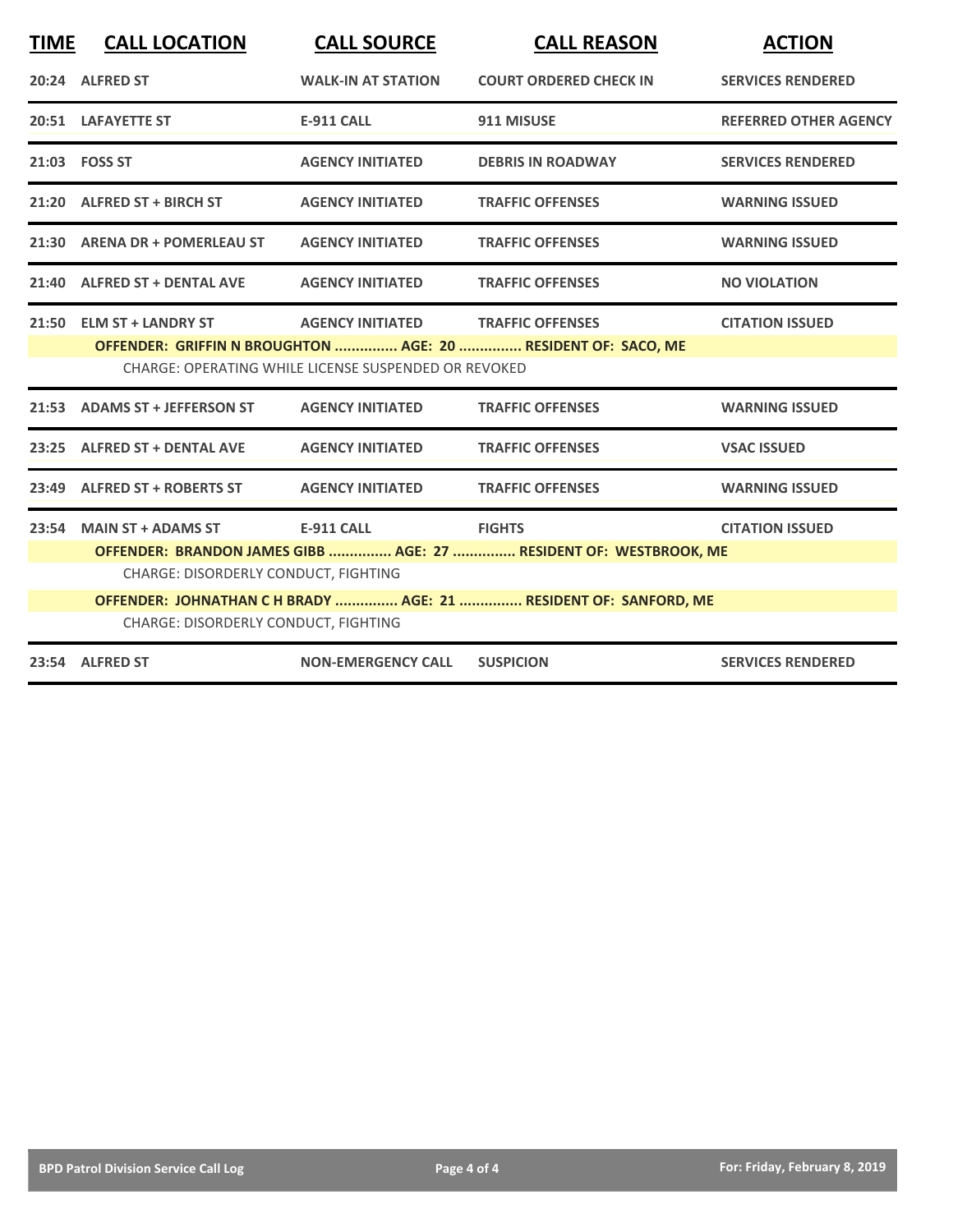| TIME | CALL LOCATION | CALL SOURCE | CALL REASON | ACTION |
|---|---|---|---|---|
| 20:24 | ALFRED ST | WALK-IN AT STATION | COURT ORDERED CHECK IN | SERVICES RENDERED |
| 20:51 | LAFAYETTE ST | E-911 CALL | 911 MISUSE | REFERRED OTHER AGENCY |
| 21:03 | FOSS ST | AGENCY INITIATED | DEBRIS IN ROADWAY | SERVICES RENDERED |
| 21:20 | ALFRED ST + BIRCH ST | AGENCY INITIATED | TRAFFIC OFFENSES | WARNING ISSUED |
| 21:30 | ARENA DR + POMERLEAU ST | AGENCY INITIATED | TRAFFIC OFFENSES | WARNING ISSUED |
| 21:40 | ALFRED ST + DENTAL AVE | AGENCY INITIATED | TRAFFIC OFFENSES | NO VIOLATION |
| 21:50 | ELM ST + LANDRY ST | AGENCY INITIATED | TRAFFIC OFFENSES | CITATION ISSUED |
| | OFFENDER: GRIFFIN N BROUGHTON ............... AGE: 20 ............... RESIDENT OF: SACO, ME | | | |
| | CHARGE: OPERATING WHILE LICENSE SUSPENDED OR REVOKED | | | |
| 21:53 | ADAMS ST + JEFFERSON ST | AGENCY INITIATED | TRAFFIC OFFENSES | WARNING ISSUED |
| 23:25 | ALFRED ST + DENTAL AVE | AGENCY INITIATED | TRAFFIC OFFENSES | VSAC ISSUED |
| 23:49 | ALFRED ST + ROBERTS ST | AGENCY INITIATED | TRAFFIC OFFENSES | WARNING ISSUED |
| 23:54 | MAIN ST + ADAMS ST | E-911 CALL | FIGHTS | CITATION ISSUED |
| | OFFENDER: BRANDON JAMES GIBB ............... AGE: 27 ............... RESIDENT OF: WESTBROOK, ME | | | |
| | CHARGE: DISORDERLY CONDUCT, FIGHTING | | | |
| | OFFENDER: JOHNATHAN C H BRADY ............... AGE: 21 ............... RESIDENT OF: SANFORD, ME | | | |
| | CHARGE: DISORDERLY CONDUCT, FIGHTING | | | |
| 23:54 | ALFRED ST | NON-EMERGENCY CALL | SUSPICION | SERVICES RENDERED |